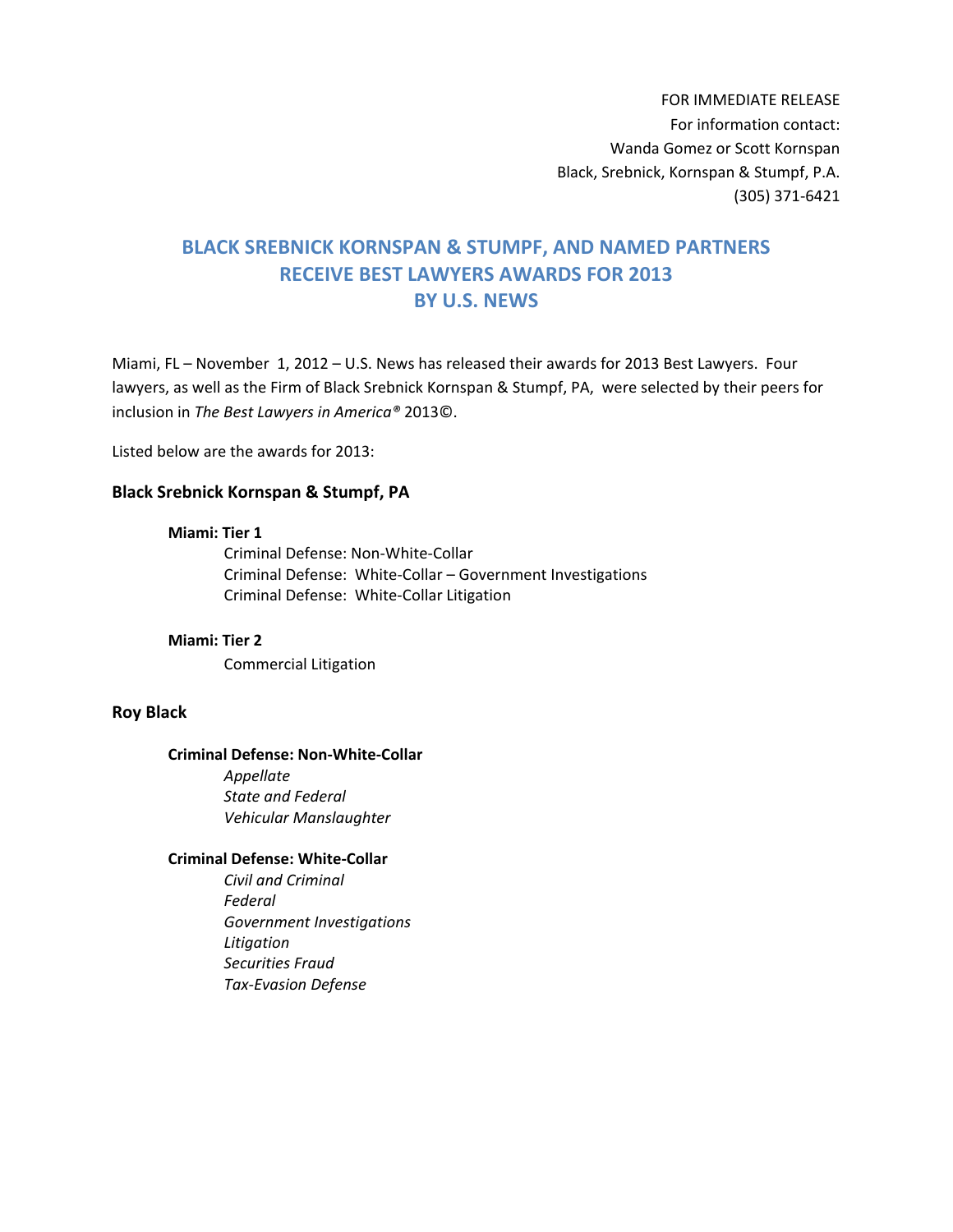FOR IMMEDIATE RELEASE
For information contact:
Wanda Gomez or Scott Kornspan
Black, Srebnick, Kornspan & Stumpf, P.A.
(305) 371-6421

# BLACK SREBNICK KORNSPAN & STUMPF, AND NAMED PARTNERS RECEIVE BEST LAWYERS AWARDS FOR 2013 BY U.S. NEWS

Miami, FL – November 1, 2012 – U.S. News has released their awards for 2013 Best Lawyers. Four lawyers, as well as the Firm of Black Srebnick Kornspan & Stumpf, PA, were selected by their peers for inclusion in *The Best Lawyers in America®* 2013©.

Listed below are the awards for 2013:

## Black Srebnick Kornspan & Stumpf, PA

**Miami: Tier 1**

Criminal Defense: Non-White-Collar
Criminal Defense: White-Collar – Government Investigations
Criminal Defense: White-Collar Litigation

**Miami: Tier 2**

Commercial Litigation

## Roy Black

**Criminal Defense: Non-White-Collar**

*Appellate*
*State and Federal*
*Vehicular Manslaughter*

**Criminal Defense: White-Collar**

*Civil and Criminal*
*Federal*
*Government Investigations*
*Litigation*
*Securities Fraud*
*Tax-Evasion Defense*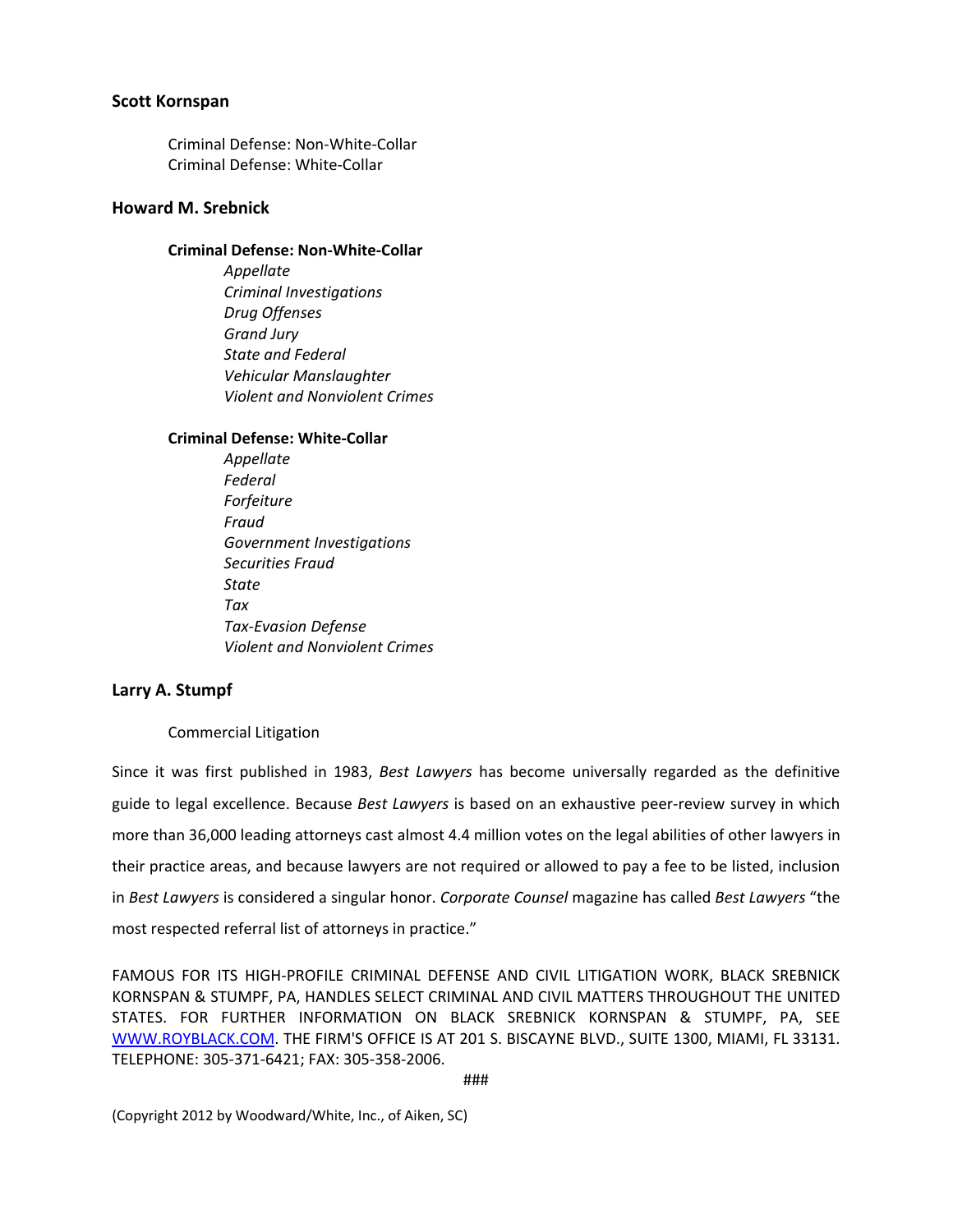**Scott Kornspan**

Criminal Defense: Non-White-Collar
Criminal Defense: White-Collar

**Howard M. Srebnick**

**Criminal Defense: Non-White-Collar**

*Appellate*
*Criminal Investigations*
*Drug Offenses*
*Grand Jury*
*State and Federal*
*Vehicular Manslaughter*
*Violent and Nonviolent Crimes*

**Criminal Defense: White-Collar**

*Appellate*
*Federal*
*Forfeiture*
*Fraud*
*Government Investigations*
*Securities Fraud*
*State*
*Tax*
*Tax-Evasion Defense*
*Violent and Nonviolent Crimes*

**Larry A. Stumpf**

Commercial Litigation

Since it was first published in 1983, *Best Lawyers* has become universally regarded as the definitive guide to legal excellence. Because *Best Lawyers* is based on an exhaustive peer-review survey in which more than 36,000 leading attorneys cast almost 4.4 million votes on the legal abilities of other lawyers in their practice areas, and because lawyers are not required or allowed to pay a fee to be listed, inclusion in *Best Lawyers* is considered a singular honor. *Corporate Counsel* magazine has called *Best Lawyers* "the most respected referral list of attorneys in practice."

FAMOUS FOR ITS HIGH-PROFILE CRIMINAL DEFENSE AND CIVIL LITIGATION WORK, BLACK SREBNICK KORNSPAN & STUMPF, PA, HANDLES SELECT CRIMINAL AND CIVIL MATTERS THROUGHOUT THE UNITED STATES. FOR FURTHER INFORMATION ON BLACK SREBNICK KORNSPAN & STUMPF, PA, SEE WWW.ROYBLACK.COM. THE FIRM'S OFFICE IS AT 201 S. BISCAYNE BLVD., SUITE 1300, MIAMI, FL 33131. TELEPHONE: 305-371-6421; FAX: 305-358-2006.

###

(Copyright 2012 by Woodward/White, Inc., of Aiken, SC)